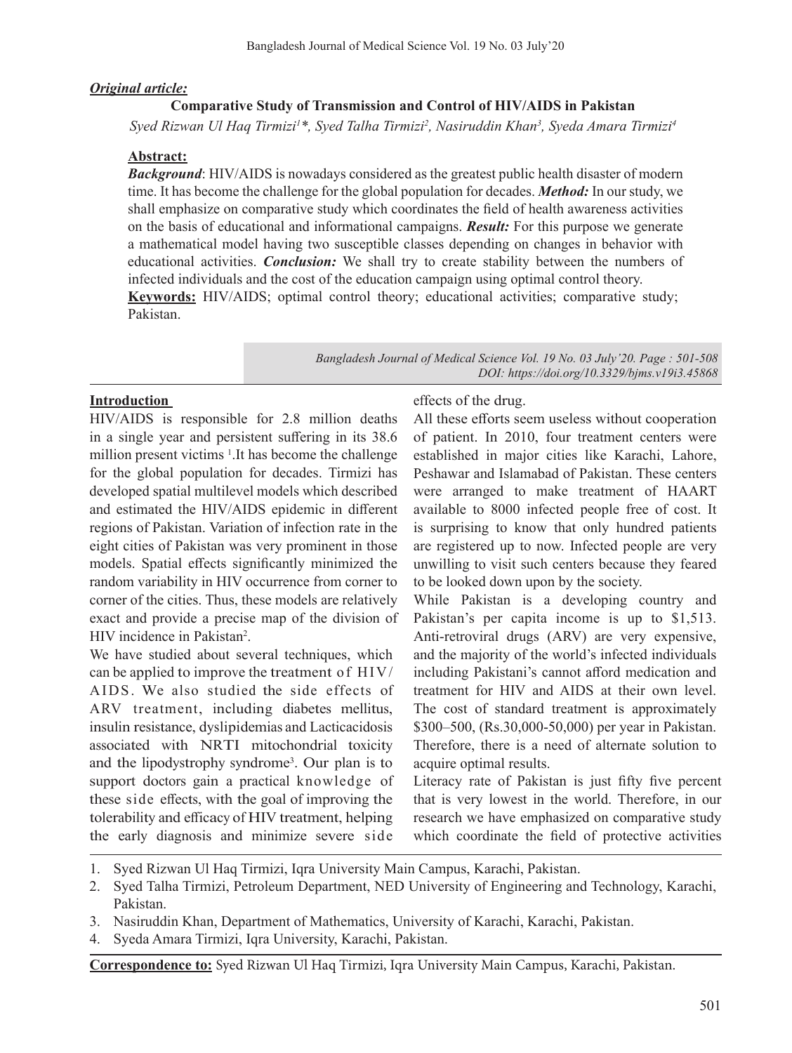***Original article:***

# Comparative Study of Transmission and Control of HIV/AIDS in Pakistan

*Syed Rizwan Ul Haq Tirmizi[1]\*, Syed Talha Tirmizi[2], Nasiruddin Khan[3], Syeda Amara Tirmizi[4]*

## Abstract:

***Background***: HIV/AIDS is nowadays considered as the greatest public health disaster of modern time. It has become the challenge for the global population for decades. ***Method:*** In our study, we shall emphasize on comparative study which coordinates the field of health awareness activities on the basis of educational and informational campaigns. ***Result:*** For this purpose we generate a mathematical model having two susceptible classes depending on changes in behavior with educational activities. ***Conclusion:*** We shall try to create stability between the numbers of infected individuals and the cost of the education campaign using optimal control theory.

**Keywords:** HIV/AIDS; optimal control theory; educational activities; comparative study; Pakistan.

*Bangladesh Journal of Medical Science Vol. 19 No. 03 July'20. Page : 501-508*
*DOI: https://doi.org/10.3329/bjms.v19i3.45868*

## Introduction

HIV/AIDS is responsible for 2.8 million deaths in a single year and persistent suffering in its 38.6 million present victims [1]. It has become the challenge for the global population for decades. Tirmizi has developed spatial multilevel models which described and estimated the HIV/AIDS epidemic in different regions of Pakistan. Variation of infection rate in the eight cities of Pakistan was very prominent in those models. Spatial effects significantly minimized the random variability in HIV occurrence from corner to corner of the cities. Thus, these models are relatively exact and provide a precise map of the division of HIV incidence in Pakistan[2].

We have studied about several techniques, which can be applied to improve the treatment of HIV/AIDS. We also studied the side effects of ARV treatment, including diabetes mellitus, insulin resistance, dyslipidemias and Lacticacidosis associated with NRTI mitochondrial toxicity and the lipodystrophy syndrome[3]. Our plan is to support doctors gain a practical knowledge of these side effects, with the goal of improving the tolerability and efficacy of HIV treatment, helping the early diagnosis and minimize severe side effects of the drug.

All these efforts seem useless without cooperation of patient. In 2010, four treatment centers were established in major cities like Karachi, Lahore, Peshawar and Islamabad of Pakistan. These centers were arranged to make treatment of HAART available to 8000 infected people free of cost. It is surprising to know that only hundred patients are registered up to now. Infected people are very unwilling to visit such centers because they feared to be looked down upon by the society.

While Pakistan is a developing country and Pakistan's per capita income is up to $1,513. Anti-retroviral drugs (ARV) are very expensive, and the majority of the world's infected individuals including Pakistani's cannot afford medication and treatment for HIV and AIDS at their own level. The cost of standard treatment is approximately $300–500, (Rs.30,000-50,000) per year in Pakistan. Therefore, there is a need of alternate solution to acquire optimal results.

Literacy rate of Pakistan is just fifty five percent that is very lowest in the world. Therefore, in our research we have emphasized on comparative study which coordinate the field of protective activities

1. Syed Rizwan Ul Haq Tirmizi, Iqra University Main Campus, Karachi, Pakistan.
2. Syed Talha Tirmizi, Petroleum Department, NED University of Engineering and Technology, Karachi, Pakistan.
3. Nasiruddin Khan, Department of Mathematics, University of Karachi, Karachi, Pakistan.
4. Syeda Amara Tirmizi, Iqra University, Karachi, Pakistan.

**Correspondence to:** Syed Rizwan Ul Haq Tirmizi, Iqra University Main Campus, Karachi, Pakistan.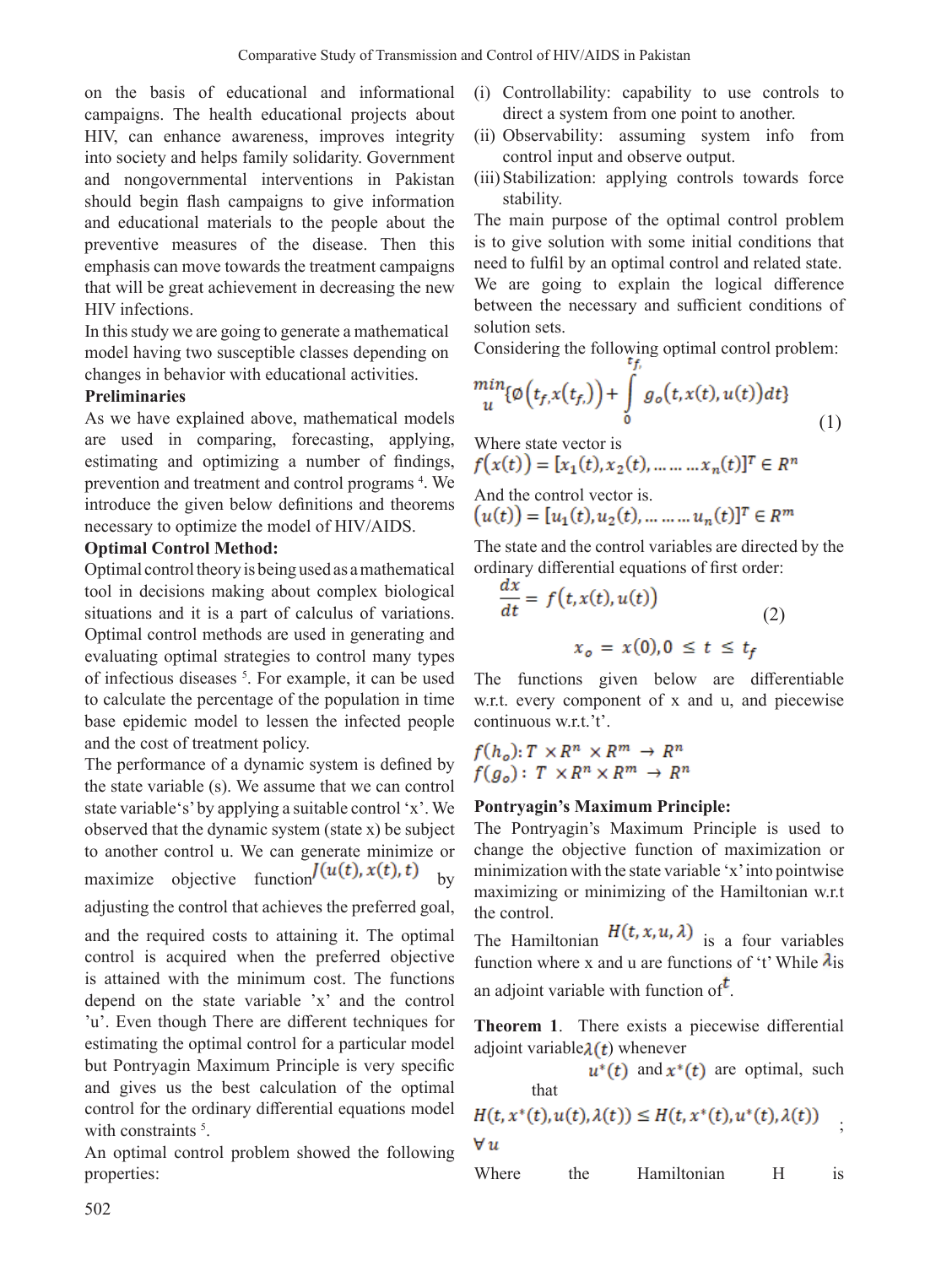on the basis of educational and informational campaigns. The health educational projects about HIV, can enhance awareness, improves integrity into society and helps family solidarity. Government and nongovernmental interventions in Pakistan should begin flash campaigns to give information and educational materials to the people about the preventive measures of the disease. Then this emphasis can move towards the treatment campaigns that will be great achievement in decreasing the new HIV infections.

In this study we are going to generate a mathematical model having two susceptible classes depending on changes in behavior with educational activities.

**Preliminaries**

As we have explained above, mathematical models are used in comparing, forecasting, applying, estimating and optimizing a number of findings, prevention and treatment and control programs [4]. We introduce the given below definitions and theorems necessary to optimize the model of HIV/AIDS.

**Optimal Control Method:**

Optimal control theory is being used as a mathematical tool in decisions making about complex biological situations and it is a part of calculus of variations. Optimal control methods are used in generating and evaluating optimal strategies to control many types of infectious diseases [5]. For example, it can be used to calculate the percentage of the population in time base epidemic model to lessen the infected people and the cost of treatment policy.

The performance of a dynamic system is defined by the state variable (s). We assume that we can control state variable's' by applying a suitable control 'x'. We observed that the dynamic system (state x) be subject to another control u. We can generate minimize or maximize objective function $J(u(t), x(t), t)$ by adjusting the control that achieves the preferred goal, and the required costs to attaining it. The optimal control is acquired when the preferred objective is attained with the minimum cost. The functions depend on the state variable 'x' and the control 'u'. Even though There are different techniques for estimating the optimal control for a particular model but Pontryagin Maximum Principle is very specific and gives us the best calculation of the optimal control for the ordinary differential equations model with constraints [5].

An optimal control problem showed the following properties:

(i) Controllability: capability to use controls to direct a system from one point to another.
(ii) Observability: assuming system info from control input and observe output.
(iii) Stabilization: applying controls towards force stability.

The main purpose of the optimal control problem is to give solution with some initial conditions that need to fulfil by an optimal control and related state. We are going to explain the logical difference between the necessary and sufficient conditions of solution sets.

Considering the following optimal control problem:

$$\min_{u}\{\emptyset\left(t_{f,}x(t_{f,})\right)+\int_{0}^{t_{f,}} g_o(t,x(t),u(t))dt\} \tag{1}$$

Where state vector is

$f(x(t)) = [x_1(t), x_2(t), \ldots \ldots \ldots x_n(t)]^T \in R^n$

And the control vector is.

$(u(t)) = [u_1(t), u_2(t), \ldots \ldots \ldots u_n(t)]^T \in R^m$

The state and the control variables are directed by the ordinary differential equations of first order:

$$\frac{dx}{dt} = f(t, x(t), u(t)) \tag{2}$$

$$x_o = x(0), 0 \le t \le t_f$$

The functions given below are differentiable w.r.t. every component of x and u, and piecewise continuous w.r.t.'t'.

$f(h_o): T \times R^n \times R^m \rightarrow R^n$

$f(g_o): T \times R^n \times R^m \rightarrow R^n$

**Pontryagin's Maximum Principle:**

The Pontryagin's Maximum Principle is used to change the objective function of maximization or minimization with the state variable 'x' into pointwise maximizing or minimizing of the Hamiltonian w.r.t the control.

The Hamiltonian $H(t, x, u, \lambda)$ is a four variables function where x and u are functions of 't' While $\lambda$ is an adjoint variable with function of $t$.

**Theorem 1**. There exists a piecewise differential adjoint variable $\lambda(t)$ whenever $u^*(t)$ and $x^*(t)$ are optimal, such that

$H(t, x^*(t), u(t), \lambda(t)) \le H(t, x^*(t), u^*(t), \lambda(t))$ ; $\forall u$

Where the Hamiltonian H is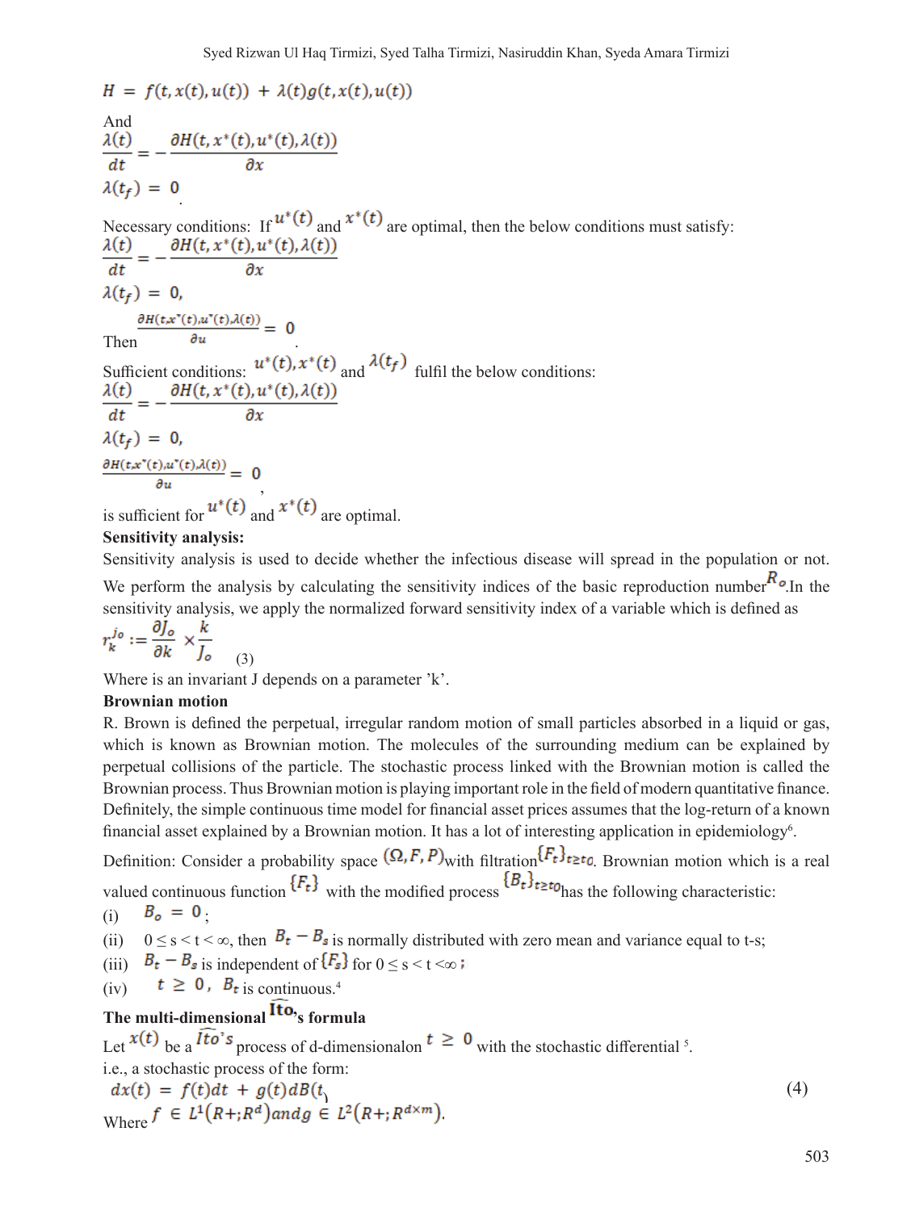$$H = f(t, x(t), u(t)) + \lambda(t) g(t, x(t), u(t))$$

And

$$\frac{\lambda(t)}{dt} = -\frac{\partial H(t, x^*(t), u^*(t), \lambda(t))}{\partial x}$$

$$\lambda(t_f) = 0$$

Necessary conditions: If $u^*(t)$ and $x^*(t)$ are optimal, then the below conditions must satisfy:

$$\frac{\lambda(t)}{dt} = -\frac{\partial H(t, x^*(t), u^*(t), \lambda(t))}{\partial x}$$

$$\lambda(t_f) = 0,$$

Then $\frac{\partial H(t, x^*(t), u^*(t), \lambda(t))}{\partial u} = 0$.

Sufficient conditions: $u^*(t), x^*(t)$ and $\lambda(t_f)$ fulfil the below conditions:

$$\frac{\lambda(t)}{dt} = -\frac{\partial H(t, x^*(t), u^*(t), \lambda(t))}{\partial x}$$

$$\lambda(t_f) = 0,$$

$$\frac{\partial H(t, x^*(t), u^*(t), \lambda(t))}{\partial u} = 0,$$

is sufficient for $u^*(t)$ and $x^*(t)$ are optimal.

**Sensitivity analysis:**

Sensitivity analysis is used to decide whether the infectious disease will spread in the population or not. We perform the analysis by calculating the sensitivity indices of the basic reproduction number $R_o$. In the sensitivity analysis, we apply the normalized forward sensitivity index of a variable which is defined as

$$r_k^{j_o} := \frac{\partial J_o}{\partial k} \times \frac{k}{J_o} \quad (3)$$

Where is an invariant J depends on a parameter 'k'.

**Brownian motion**

R. Brown is defined the perpetual, irregular random motion of small particles absorbed in a liquid or gas, which is known as Brownian motion. The molecules of the surrounding medium can be explained by perpetual collisions of the particle. The stochastic process linked with the Brownian motion is called the Brownian process. Thus Brownian motion is playing important role in the field of modern quantitative finance. Definitely, the simple continuous time model for financial asset prices assumes that the log-return of a known financial asset explained by a Brownian motion. It has a lot of interesting application in epidemiology[6].

Definition: Consider a probability space $(\Omega, F, P)$ with filtration $\{F_t\}_{t \geq t_0}$. Brownian motion which is a real valued continuous function $\{F_t\}$ with the modified process $\{B_t\}_{t \geq t_0}$ has the following characteristic:

(i) $B_o = 0$;

(ii) $0 \leq s < t < \infty$, then $B_t - B_s$ is normally distributed with zero mean and variance equal to t-s;

(iii) $B_t - B_s$ is independent of $\{F_s\}$ for $0 \leq s < t < \infty$;

(iv) $t \geq 0$, $B_t$ is continuous.[4]

**The multi-dimensional $\widehat{\text{Ito}}$'s formula**

Let $x(t)$ be a $\widehat{Ito}$'s process of d-dimensionalon $t \geq 0$ with the stochastic differential [5].

i.e., a stochastic process of the form:

$$dx(t) = f(t)dt + g(t)dB(t) \quad (4)$$

Where $f \in L^1(R+; R^d)$ and $g \in L^2(R+; R^{d \times m})$.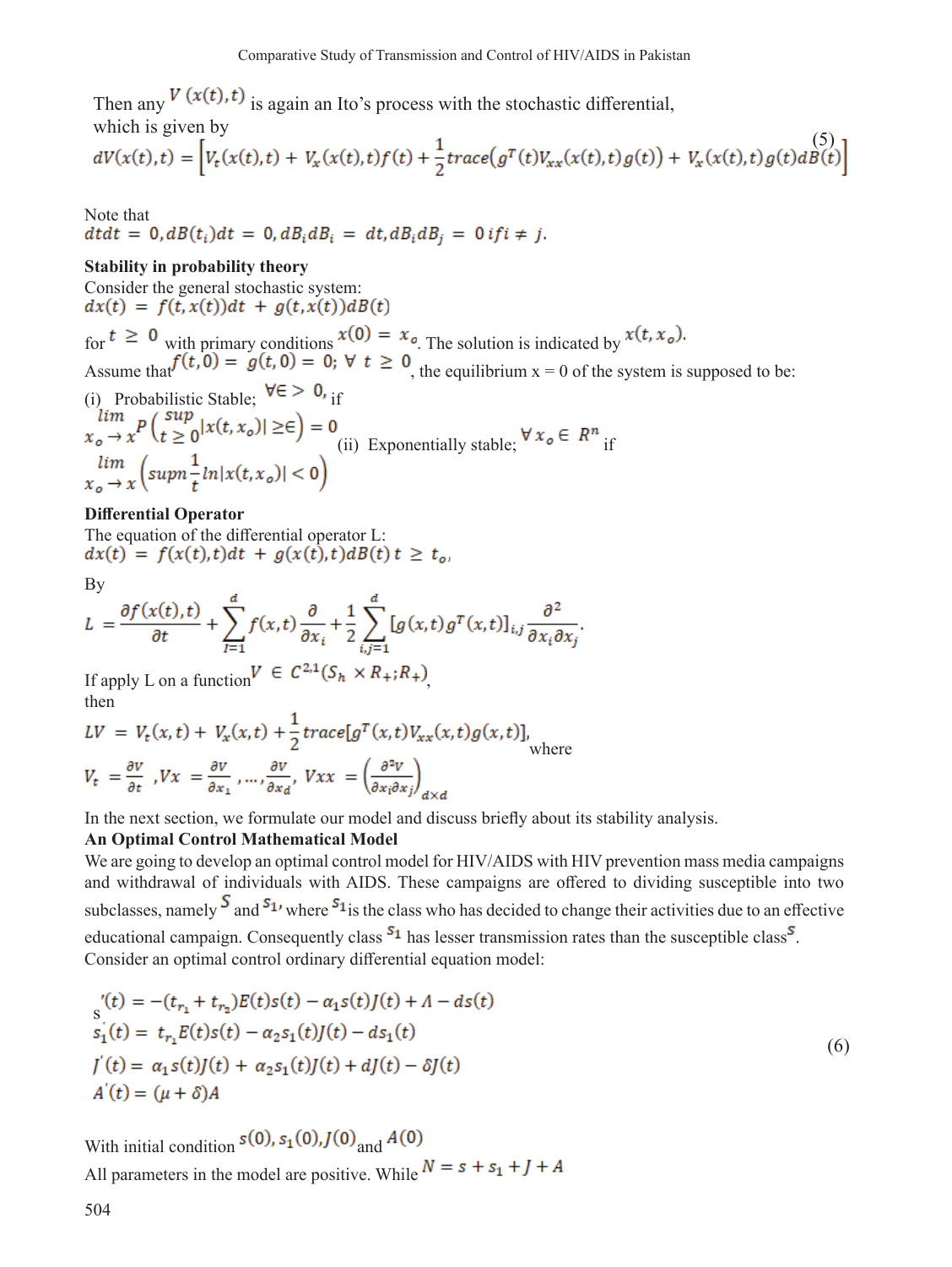Then any $V(x(t),t)$ is again an Ito's process with the stochastic differential, which is given by

$$dV(x(t),t) = \left[V_t(x(t),t) + V_x(x(t),t)f(t) + \frac{1}{2}trace\left(g^T(t)V_{xx}(x(t),t)g(t)\right) + V_x(x(t),t)g(t)dB(t)\right] \tag{5}$$

Note that
$dtdt = 0, dB(t_i)dt = 0, dB_i dB_i = dt, dB_i dB_j = 0 \; if \; i \neq j.$

**Stability in probability theory**

Consider the general stochastic system:
$dx(t) = f(t,x(t))dt + g(t,x(t))dB(t)$

for $t \geq 0$ with primary conditions $x(0) = x_o$. The solution is indicated by $x(t,x_o)$.
Assume that $f(t,0) = g(t,0) = 0; \; \forall \; t \geq 0$, the equilibrium x = 0 of the system is supposed to be:

(i) Probabilistic Stable; $\forall \epsilon > 0$, if
$\lim_{x_o \to x} P\left(\sup_{t \geq 0}|x(t,x_o)| \geq \epsilon\right) = 0$
(ii) Exponentially stable; $\forall \, x_o \in R^n$ if
$\lim_{x_o \to x} \left(supn \frac{1}{t} ln|x(t,x_o)| < 0\right)$

**Differential Operator**

The equation of the differential operator L:
$dx(t) = f(x(t),t)dt + g(x(t),t)dB(t) \; t \geq t_o,$

By

$$L = \frac{\partial f(x(t),t)}{\partial t} + \sum_{I=1}^{d} f(x,t)\frac{\partial}{\partial x_i} + \frac{1}{2}\sum_{i,j=1}^{d}[g(x,t)g^T(x,t)]_{i,j}\frac{\partial^2}{\partial x_i \partial x_j}.$$

If apply L on a function $V \in C^{2,1}(S_h \times R_+; R_+)$,
then

$$LV = V_t(x,t) + V_x(x,t) + \frac{1}{2}trace[g^T(x,t)V_{xx}(x,t)g(x,t)],$$

where

$$V_t = \frac{\partial v}{\partial t}, V_x = \frac{\partial v}{\partial x_1}, \ldots, \frac{\partial v}{\partial x_d}, \; V_{xx} = \left(\frac{\partial^2 v}{\partial x_i \partial x_j}\right)_{d \times d}$$

In the next section, we formulate our model and discuss briefly about its stability analysis.

**An Optimal Control Mathematical Model**

We are going to develop an optimal control model for HIV/AIDS with HIV prevention mass media campaigns and withdrawal of individuals with AIDS. These campaigns are offered to dividing susceptible into two subclasses, namely $S$ and $s_1$, where $s_1$ is the class who has decided to change their activities due to an effective educational campaign. Consequently class $s_1$ has lesser transmission rates than the susceptible class $S$.
Consider an optimal control ordinary differential equation model:

$$\begin{aligned}
s'(t) &= -(t_{r_1} + t_{r_2})E(t)s(t) - \alpha_1 s(t)J(t) + \Lambda - ds(t) \\
s_1^{'}(t) &= t_{r_1}E(t)s(t) - \alpha_2 s_1(t)J(t) - ds_1(t) \\
J'(t) &= \alpha_1 s(t)J(t) + \alpha_2 s_1(t)J(t) + dJ(t) - \delta J(t) \\
A'(t) &= (\mu + \delta)A
\end{aligned} \tag{6}$$

With initial condition $s(0), s_1(0), J(0)$ and $A(0)$
All parameters in the model are positive. While $N = s + s_1 + J + A$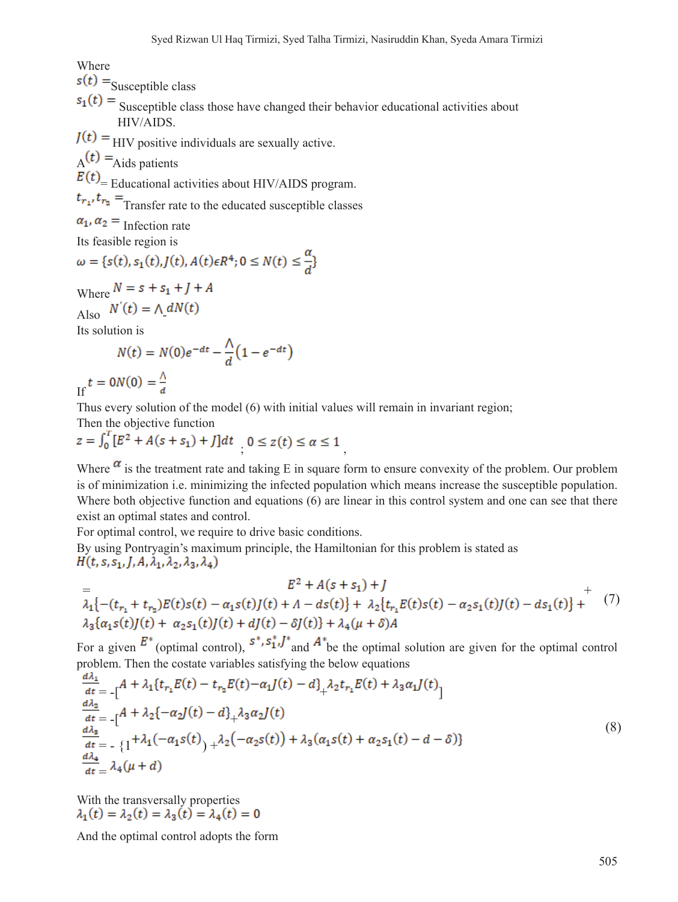Where

$s(t) =$ Susceptible class

$s_1(t) =$ Susceptible class those have changed their behavior educational activities about HIV/AIDS.

$J(t) =$ HIV positive individuals are sexually active.

$A(t) =$ Aids patients

$E(t) =$ Educational activities about HIV/AIDS program.

$t_{r_1}, t_{r_2} =$ Transfer rate to the educated susceptible classes

$\alpha_1, \alpha_2 =$ Infection rate

Its feasible region is

$$\omega = \{s(t), s_1(t), J(t), A(t) \epsilon R^4; 0 \le N(t) \le \frac{\alpha}{d}\}$$

Where $N = s + s_1 + J + A$

Also $N'(t) = \Lambda\_dN(t)$

Its solution is

$$N(t) = N(0)e^{-dt} - \frac{\Lambda}{d}\left(1 - e^{-dt}\right)$$

If $t = 0 N(0) = \frac{\Lambda}{d}$

Thus every solution of the model (6) with initial values will remain in invariant region;

Then the objective function

$$z = \int_0^T [E^2 + A(s + s_1) + J]dt \; ; \; 0 \le z(t) \le \alpha \le 1 \; ,$$

Where $\alpha$ is the treatment rate and taking E in square form to ensure convexity of the problem. Our problem is of minimization i.e. minimizing the infected population which means increase the susceptible population. Where both objective function and equations (6) are linear in this control system and one can see that there exist an optimal states and control.

For optimal control, we require to drive basic conditions.

By using Pontryagin's maximum principle, the Hamiltonian for this problem is stated as

$$H(t, s, s_1, J, A, \lambda_1, \lambda_2, \lambda_3, \lambda_4)$$

$$= E^2 + A(s + s_1) + J + \lambda_1\{-(t_{r_1} + t_{r_2})E(t)s(t) - \alpha_1 s(t)J(t) + \Lambda - ds(t)\} + \lambda_2\{t_{r_1}E(t)s(t) - \alpha_2 s_1(t)J(t) - ds_1(t)\} + \lambda_3\{\alpha_1 s(t)J(t) + \alpha_2 s_1(t)J(t) + dJ(t) - \delta J(t)\} + \lambda_4(\mu + \delta)A \tag{7}$$

For a given $E^*$ (optimal control), $s^*, s_1^*, J^*$ and $A^*$ be the optimal solution are given for the optimal control problem. Then the costate variables satisfying the below equations

$$\begin{aligned}
\frac{d\lambda_1}{dt} &= -[A + \lambda_1\{t_{r_1}E(t) - t_{r_2}E(t) - \alpha_1 J(t) - d\} + \lambda_2 t_{r_1}E(t) + \lambda_3 \alpha_1 J(t)] \\
\frac{d\lambda_2}{dt} &= -[A + \lambda_2\{-\alpha_2 J(t) - d\} + \lambda_3 \alpha_2 J(t) \\
\frac{d\lambda_3}{dt} &= -\{1 + \lambda_1(-\alpha_1 s(t)) + \lambda_2(-\alpha_2 s(t)) + \lambda_3(\alpha_1 s(t) + \alpha_2 s_1(t) - d - \delta)\} \\
\frac{d\lambda_4}{dt} &= \lambda_4(\mu + d)
\end{aligned} \tag{8}$$

With the transversally properties

$$\lambda_1(t) = \lambda_2(t) = \lambda_3(t) = \lambda_4(t) = 0$$

And the optimal control adopts the form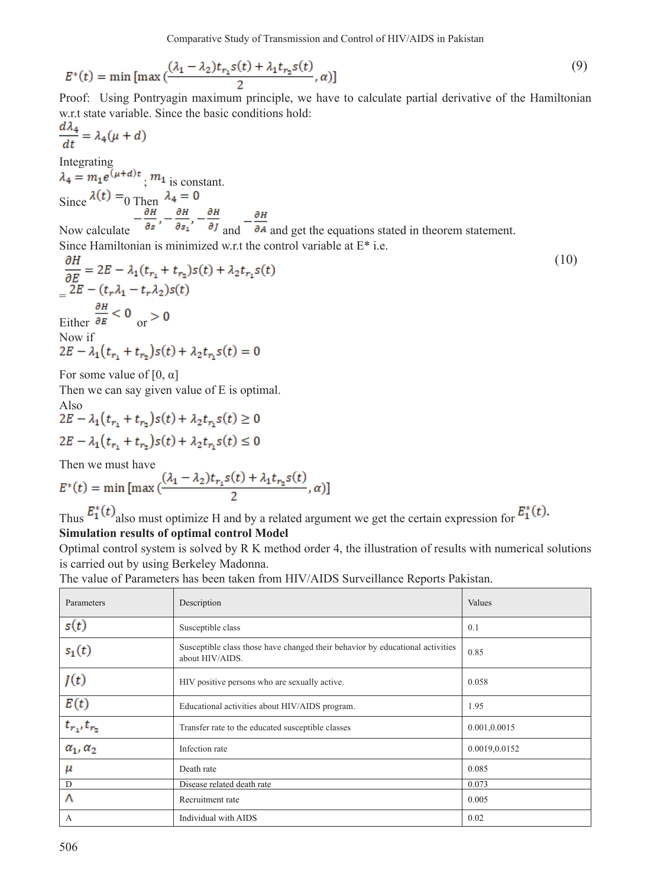$$E^*(t) = \min\left[\max\left(\frac{(\lambda_1 - \lambda_2)t_{r_1}s(t) + \lambda_1 t_{r_2}s(t)}{2}, \alpha\right)\right] \tag{9}$$

Proof: Using Pontryagin maximum principle, we have to calculate partial derivative of the Hamiltonian w.r.t state variable. Since the basic conditions hold:

$$\frac{d\lambda_4}{dt} = \lambda_4(\mu + d)$$

Integrating

$\lambda_4 = m_1 e^{(\mu+d)t}$; $m_1$ is constant.

Since $\lambda(t) = 0$ Then $\lambda_4 = 0$

Now calculate $-\frac{\partial H}{\partial s}, -\frac{\partial H}{\partial s_1}, -\frac{\partial H}{\partial J}$ and $-\frac{\partial H}{\partial A}$ and get the equations stated in theorem statement.

Since Hamiltonian is minimized w.r.t the control variable at E* i.e.

$$\frac{\partial H}{\partial E} = 2E - \lambda_1(t_{r_1} + t_{r_2})s(t) + \lambda_2 t_{r_1}s(t) \tag{10}$$

$= 2E - (t_r\lambda_1 - t_r\lambda_2)s(t)$

Either $\frac{\partial H}{\partial E} < 0$ or $> 0$

Now if

$$2E - \lambda_1(t_{r_1} + t_{r_2})s(t) + \lambda_2 t_{r_1}s(t) = 0$$

For some value of [0, α]

Then we can say given value of E is optimal.

Also

$$2E - \lambda_1(t_{r_1} + t_{r_2})s(t) + \lambda_2 t_{r_1}s(t) \geq 0$$

$$2E - \lambda_1(t_{r_1} + t_{r_2})s(t) + \lambda_2 t_{r_1}s(t) \leq 0$$

Then we must have

$$E^*(t) = \min\left[\max\left(\frac{(\lambda_1 - \lambda_2)t_{r_1}s(t) + \lambda_1 t_{r_2}s(t)}{2}, \alpha\right)\right]$$

Thus $E_1^*(t)$ also must optimize H and by a related argument we get the certain expression for $E_1^*(t)$.

**Simulation results of optimal control Model**

Optimal control system is solved by R K method order 4, the illustration of results with numerical solutions is carried out by using Berkeley Madonna.

The value of Parameters has been taken from HIV/AIDS Surveillance Reports Pakistan.

| Parameters | Description | Values |
|---|---|---|
| $s(t)$ | Susceptible class | 0.1 |
| $s_1(t)$ | Susceptible class those have changed their behavior by educational activities about HIV/AIDS. | 0.85 |
| $J(t)$ | HIV positive persons who are sexually active. | 0.058 |
| $E(t)$ | Educational activities about HIV/AIDS program. | 1.95 |
| $t_{r_1}, t_{r_2}$ | Transfer rate to the educated susceptible classes | 0.001,0.0015 |
| $\alpha_1, \alpha_2$ | Infection rate | 0.0019,0.0152 |
| $\mu$ | Death rate | 0.085 |
| D | Disease related death rate | 0.073 |
| $\Lambda$ | Recruitment rate | 0.005 |
| A | Individual with AIDS | 0.02 |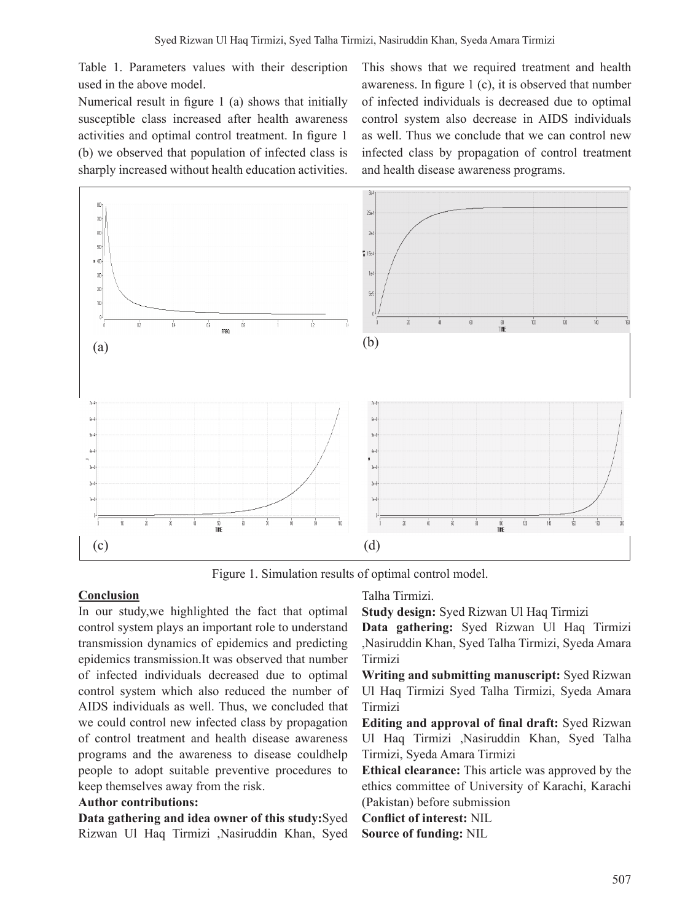Table 1. Parameters values with their description used in the above model.

Numerical result in figure 1 (a) shows that initially susceptible class increased after health awareness activities and optimal control treatment. In figure 1 (b) we observed that population of infected class is sharply increased without health education activities. This shows that we required treatment and health awareness. In figure 1 (c), it is observed that number of infected individuals is decreased due to optimal control system also decrease in AIDS individuals as well. Thus we conclude that we can control new infected class by propagation of control treatment and health disease awareness programs.

(a)

(b)

(c)

(d)

Figure 1. Simulation results of optimal control model.

## Conclusion

In our study,we highlighted the fact that optimal control system plays an important role to understand transmission dynamics of epidemics and predicting epidemics transmission.It was observed that number of infected individuals decreased due to optimal control system which also reduced the number of AIDS individuals as well. Thus, we concluded that we could control new infected class by propagation of control treatment and health disease awareness programs and the awareness to disease couldhelp people to adopt suitable preventive procedures to keep themselves away from the risk.

**Author contributions:**

**Data gathering and idea owner of this study:**Syed Rizwan Ul Haq Tirmizi ,Nasiruddin Khan, Syed Talha Tirmizi.

**Study design:** Syed Rizwan Ul Haq Tirmizi

**Data gathering:** Syed Rizwan Ul Haq Tirmizi ,Nasiruddin Khan, Syed Talha Tirmizi, Syeda Amara Tirmizi

**Writing and submitting manuscript:** Syed Rizwan Ul Haq Tirmizi Syed Talha Tirmizi, Syeda Amara Tirmizi

**Editing and approval of final draft:** Syed Rizwan Ul Haq Tirmizi ,Nasiruddin Khan, Syed Talha Tirmizi, Syeda Amara Tirmizi

**Ethical clearance:** This article was approved by the ethics committee of University of Karachi, Karachi (Pakistan) before submission

**Conflict of interest:** NIL

**Source of funding:** NIL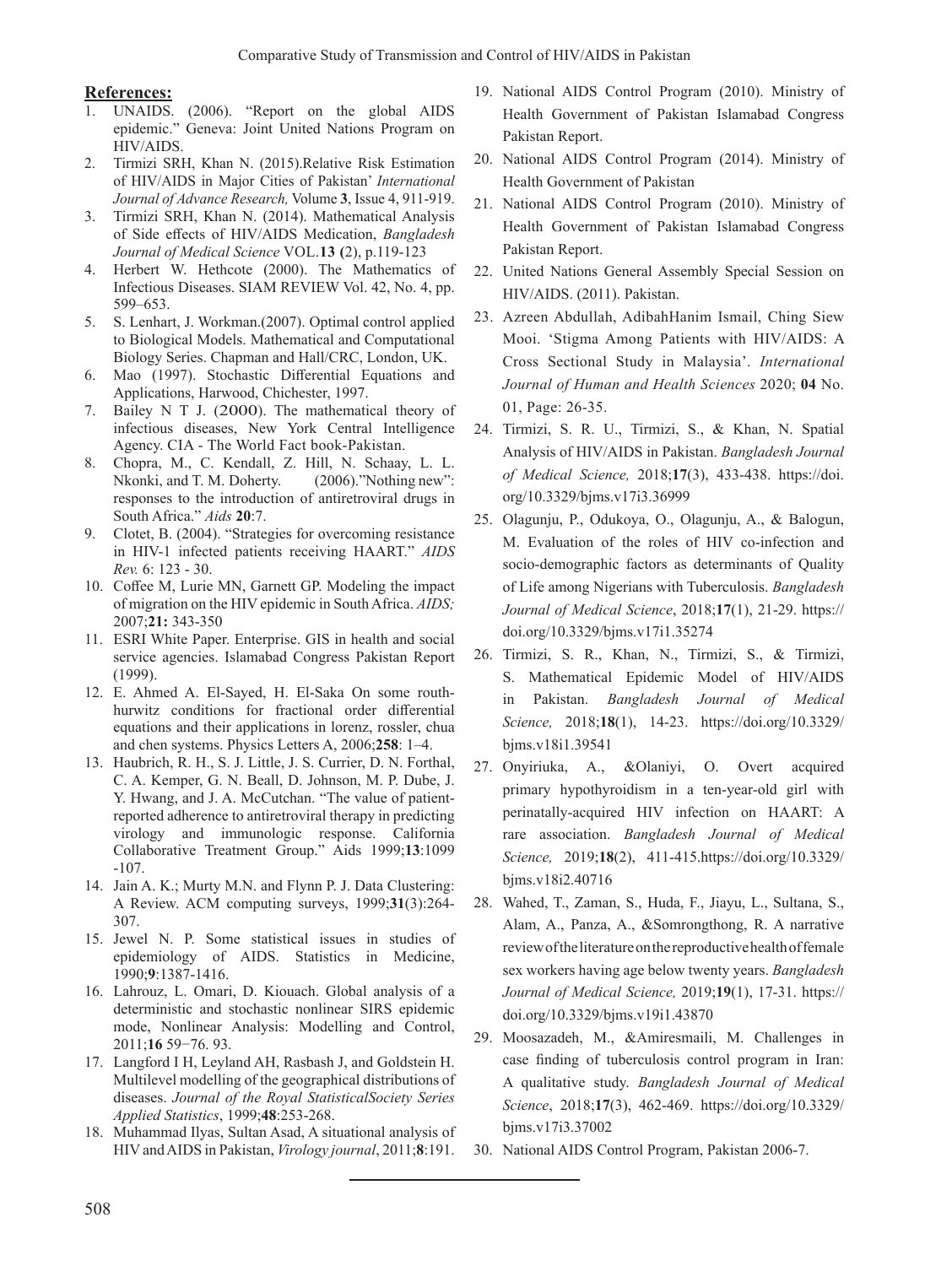**References:**

1. UNAIDS. (2006). "Report on the global AIDS epidemic." Geneva: Joint United Nations Program on HIV/AIDS.
2. Tirmizi SRH, Khan N. (2015).Relative Risk Estimation of HIV/AIDS in Major Cities of Pakistan' *International Journal of Advance Research,* Volume **3**, Issue 4, 911-919.
3. Tirmizi SRH, Khan N. (2014). Mathematical Analysis of Side effects of HIV/AIDS Medication, *Bangladesh Journal of Medical Science* VOL.**13 (**2), p.119-123
4. Herbert W. Hethcote (2000). The Mathematics of Infectious Diseases. SIAM REVIEW Vol. 42, No. 4, pp. 599–653.
5. S. Lenhart, J. Workman.(2007). Optimal control applied to Biological Models. Mathematical and Computational Biology Series. Chapman and Hall/CRC, London, UK.
6. Mao (1997). Stochastic Differential Equations and Applications, Harwood, Chichester, 1997.
7. Bailey N T J. (2000). The mathematical theory of infectious diseases, New York Central Intelligence Agency. CIA - The World Fact book-Pakistan.
8. Chopra, M., C. Kendall, Z. Hill, N. Schaay, L. L. Nkonki, and T. M. Doherty. (2006)."Nothing new": responses to the introduction of antiretroviral drugs in South Africa." *Aids* **20**:7.
9. Clotet, B. (2004). "Strategies for overcoming resistance in HIV-1 infected patients receiving HAART." *AIDS Rev.* 6: 123 - 30.
10. Coffee M, Lurie MN, Garnett GP. Modeling the impact of migration on the HIV epidemic in South Africa. *AIDS;* 2007;**21:** 343-350
11. ESRI White Paper. Enterprise. GIS in health and social service agencies. Islamabad Congress Pakistan Report (1999).
12. E. Ahmed A. El-Sayed, H. El-Saka On some routh-hurwitz conditions for fractional order differential equations and their applications in lorenz, rossler, chua and chen systems. Physics Letters A, 2006;**258**: 1–4.
13. Haubrich, R. H., S. J. Little, J. S. Currier, D. N. Forthal, C. A. Kemper, G. N. Beall, D. Johnson, M. P. Dube, J. Y. Hwang, and J. A. McCutchan. "The value of patient-reported adherence to antiretroviral therapy in predicting virology and immunologic response. California Collaborative Treatment Group." Aids 1999;**13**:1099 -107.
14. Jain A. K.; Murty M.N. and Flynn P. J. Data Clustering: A Review. ACM computing surveys, 1999;**31**(3):264-307.
15. Jewel N. P. Some statistical issues in studies of epidemiology of AIDS. Statistics in Medicine, 1990;**9**:1387-1416.
16. Lahrouz, L. Omari, D. Kiouach. Global analysis of a deterministic and stochastic nonlinear SIRS epidemic mode, Nonlinear Analysis: Modelling and Control, 2011;**16** 59−76. 93.
17. Langford I H, Leyland AH, Rasbash J, and Goldstein H. Multilevel modelling of the geographical distributions of diseases. *Journal of the Royal StatisticalSociety Series Applied Statistics*, 1999;**48**:253-268.
18. Muhammad Ilyas, Sultan Asad, A situational analysis of HIV and AIDS in Pakistan, *Virology journal*, 2011;**8**:191.
19. National AIDS Control Program (2010). Ministry of Health Government of Pakistan Islamabad Congress Pakistan Report.
20. National AIDS Control Program (2014). Ministry of Health Government of Pakistan
21. National AIDS Control Program (2010). Ministry of Health Government of Pakistan Islamabad Congress Pakistan Report.
22. United Nations General Assembly Special Session on HIV/AIDS. (2011). Pakistan.
23. Azreen Abdullah, AdibahHanim Ismail, Ching Siew Mooi. 'Stigma Among Patients with HIV/AIDS: A Cross Sectional Study in Malaysia'. *International Journal of Human and Health Sciences* 2020; **04** No. 01, Page: 26-35.
24. Tirmizi, S. R. U., Tirmizi, S., & Khan, N. Spatial Analysis of HIV/AIDS in Pakistan. *Bangladesh Journal of Medical Science,* 2018;**17**(3), 433-438. https://doi.org/10.3329/bjms.v17i3.36999
25. Olagunju, P., Odukoya, O., Olagunju, A., & Balogun, M. Evaluation of the roles of HIV co-infection and socio-demographic factors as determinants of Quality of Life among Nigerians with Tuberculosis. *Bangladesh Journal of Medical Science*, 2018;**17**(1), 21-29. https://doi.org/10.3329/bjms.v17i1.35274
26. Tirmizi, S. R., Khan, N., Tirmizi, S., & Tirmizi, S. Mathematical Epidemic Model of HIV/AIDS in Pakistan. *Bangladesh Journal of Medical Science,* 2018;**18**(1), 14-23. https://doi.org/10.3329/bjms.v18i1.39541
27. Onyiriuka, A., &Olaniyi, O. Overt acquired primary hypothyroidism in a ten-year-old girl with perinatally-acquired HIV infection on HAART: A rare association. *Bangladesh Journal of Medical Science,* 2019;**18**(2), 411-415.https://doi.org/10.3329/bjms.v18i2.40716
28. Wahed, T., Zaman, S., Huda, F., Jiayu, L., Sultana, S., Alam, A., Panza, A., &Somrongthong, R. A narrative review of the literature on the reproductive health of female sex workers having age below twenty years. *Bangladesh Journal of Medical Science,* 2019;**19**(1), 17-31. https://doi.org/10.3329/bjms.v19i1.43870
29. Moosazadeh, M., &Amiresmaili, M. Challenges in case finding of tuberculosis control program in Iran: A qualitative study. *Bangladesh Journal of Medical Science*, 2018;**17**(3), 462-469. https://doi.org/10.3329/bjms.v17i3.37002
30. National AIDS Control Program, Pakistan 2006-7.